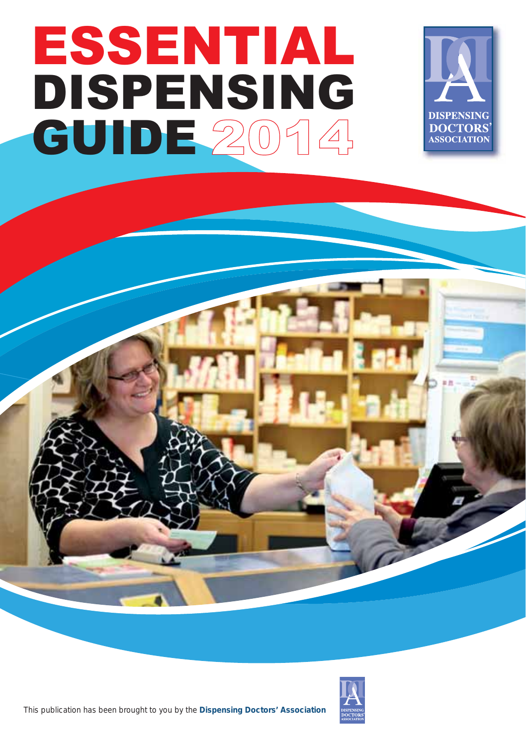# ESSENTIAL DISPENSING GUIDE 2014

DISPENSING DOCTORS' ASSOCIATION

This publication has been brought to you by the **Dispensing Doctors' Association**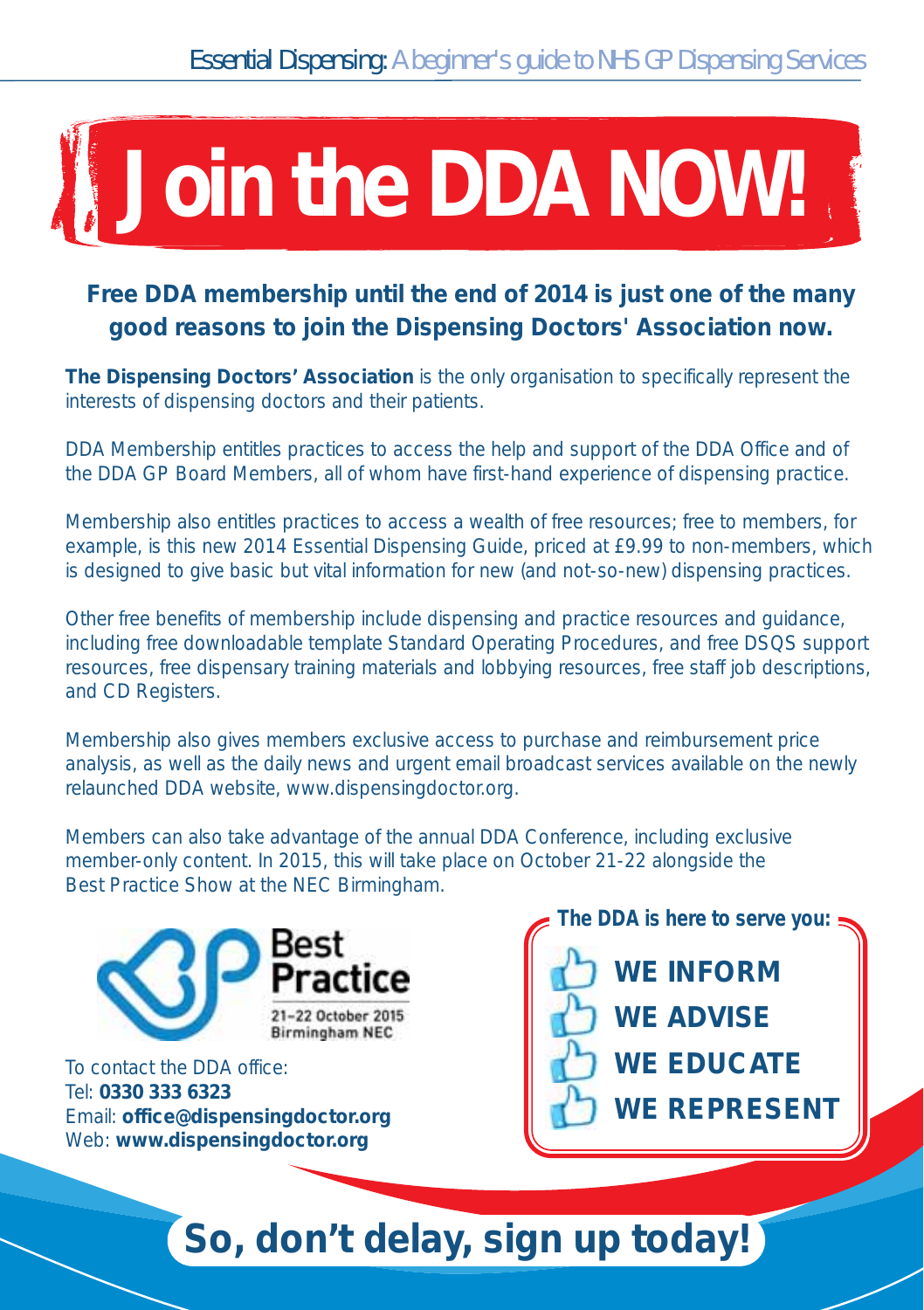# Join the DDA NOW!

**Free DDA membership until the end of 2014 is just one of the many good reasons to join the Dispensing Doctors' Association now.**

**The Dispensing Doctors' Association** is the only organisation to specifically represent the interests of dispensing doctors and their patients.

DDA Membership entitles practices to access the help and support of the DDA Office and of the DDA GP Board Members, all of whom have first-hand experience of dispensing practice.

Membership also entitles practices to access a wealth of free resources; free to members, for example, is this new 2014 Essential Dispensing Guide, priced at £9.99 to non-members, which is designed to give basic but vital information for new (and not-so-new) dispensing practices.

Other free benefits of membership include dispensing and practice resources and guidance, including free downloadable template Standard Operating Procedures, and free DSQS support resources, free dispensary training materials and lobbying resources, free staff job descriptions, and CD Registers.

Membership also gives members exclusive access to purchase and reimbursement price analysis, as well as the daily news and urgent email broadcast services available on the newly relaunched DDA website, www.dispensingdoctor.org.

Members can also take advantage of the annual DDA Conference, including exclusive member-only content. In 2015, this will take place on October 21-22 alongside the Best Practice Show at the NEC Birmingham.

Best Practice
21–22 October 2015
Birmingham NEC

To contact the DDA office:
Tel: **0330 333 6323**
Email: **office@dispensingdoctor.org**
Web: **www.dispensingdoctor.org**

**The DDA is here to serve you:**

- **WE INFORM**
- **WE ADVISE**
- **WE EDUCATE**
- **WE REPRESENT**

## So, don't delay, sign up today!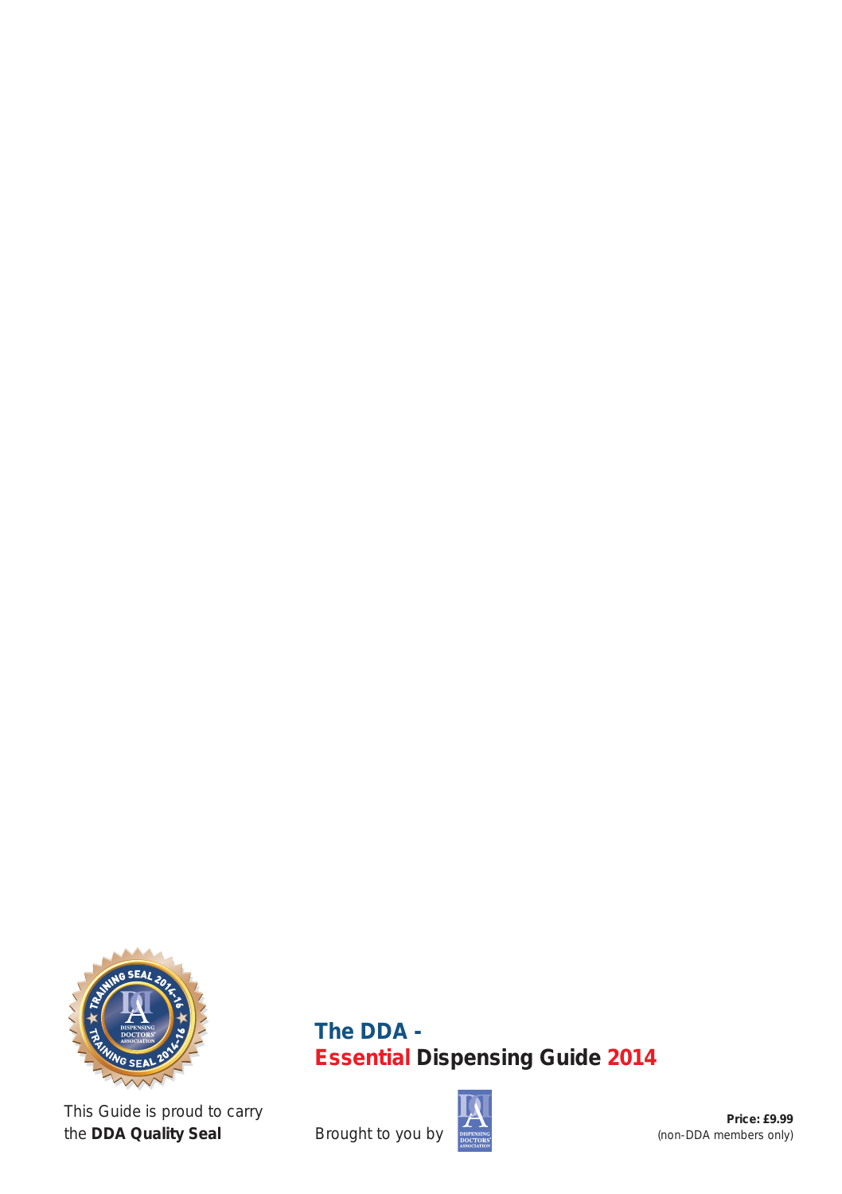This Guide is proud to carry the **DDA Quality Seal**

**The DDA -**
**Essential Dispensing Guide 2014**

Brought to you by

**Price: £9.99**
(non-DDA members only)